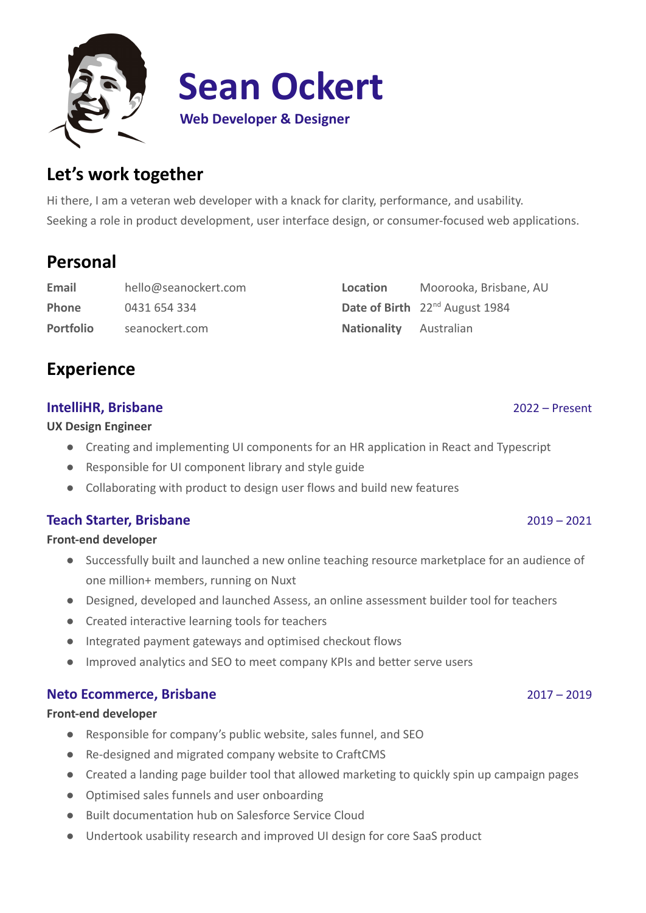# Sean Ockert

**Web Developer & Designer**

## Let's work together

Hi there, I am a veteran web developer with a knack for clarity, performance, and usability.
Seeking a role in product development, user interface design, or consumer-focused web applications.

## Personal

| | | | |
|---|---|---|---|
| **Email** | hello@seanockert.com | **Location** | Moorooka, Brisbane, AU |
| **Phone** | 0431 654 334 | **Date of Birth** | 22nd August 1984 |
| **Portfolio** | seanockert.com | **Nationality** | Australian |

## Experience

### IntelliHR, Brisbane — 2022 – Present

**UX Design Engineer**

- Creating and implementing UI components for an HR application in React and Typescript
- Responsible for UI component library and style guide
- Collaborating with product to design user flows and build new features

### Teach Starter, Brisbane — 2019 – 2021

**Front-end developer**

- Successfully built and launched a new online teaching resource marketplace for an audience of one million+ members, running on Nuxt
- Designed, developed and launched Assess, an online assessment builder tool for teachers
- Created interactive learning tools for teachers
- Integrated payment gateways and optimised checkout flows
- Improved analytics and SEO to meet company KPIs and better serve users

### Neto Ecommerce, Brisbane — 2017 – 2019

**Front-end developer**

- Responsible for company's public website, sales funnel, and SEO
- Re-designed and migrated company website to CraftCMS
- Created a landing page builder tool that allowed marketing to quickly spin up campaign pages
- Optimised sales funnels and user onboarding
- Built documentation hub on Salesforce Service Cloud
- Undertook usability research and improved UI design for core SaaS product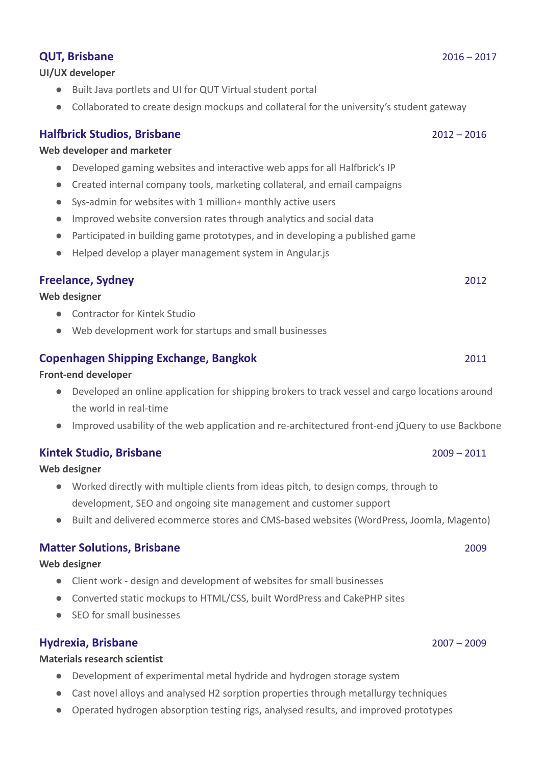### QUT, Brisbane — 2016 – 2017

**UI/UX developer**

- Built Java portlets and UI for QUT Virtual student portal
- Collaborated to create design mockups and collateral for the university's student gateway

### Halfbrick Studios, Brisbane — 2012 – 2016

**Web developer and marketer**

- Developed gaming websites and interactive web apps for all Halfbrick's IP
- Created internal company tools, marketing collateral, and email campaigns
- Sys-admin for websites with 1 million+ monthly active users
- Improved website conversion rates through analytics and social data
- Participated in building game prototypes, and in developing a published game
- Helped develop a player management system in Angular.js

### Freelance, Sydney — 2012

**Web designer**

- Contractor for Kintek Studio
- Web development work for startups and small businesses

### Copenhagen Shipping Exchange, Bangkok — 2011

**Front-end developer**

- Developed an online application for shipping brokers to track vessel and cargo locations around the world in real-time
- Improved usability of the web application and re-architectured front-end jQuery to use Backbone

### Kintek Studio, Brisbane — 2009 – 2011

**Web designer**

- Worked directly with multiple clients from ideas pitch, to design comps, through to development, SEO and ongoing site management and customer support
- Built and delivered ecommerce stores and CMS-based websites (WordPress, Joomla, Magento)

### Matter Solutions, Brisbane — 2009

**Web designer**

- Client work - design and development of websites for small businesses
- Converted static mockups to HTML/CSS, built WordPress and CakePHP sites
- SEO for small businesses

### Hydrexia, Brisbane — 2007 – 2009

**Materials research scientist**

- Development of experimental metal hydride and hydrogen storage system
- Cast novel alloys and analysed $H_2$ sorption properties through metallurgy techniques
- Operated hydrogen absorption testing rigs, analysed results, and improved prototypes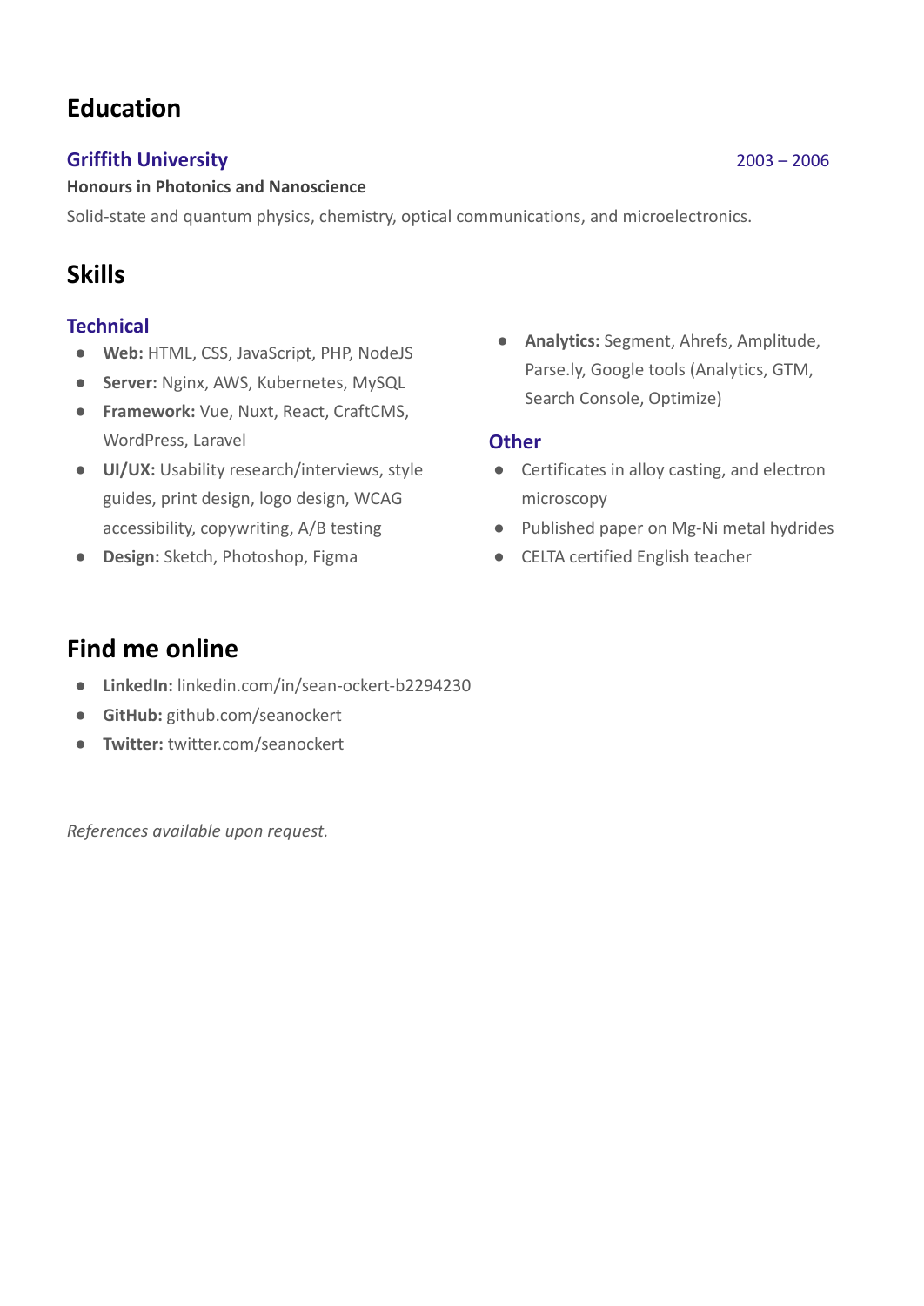## Education

### Griffith University

2003 – 2006

**Honours in Photonics and Nanoscience**

Solid-state and quantum physics, chemistry, optical communications, and microelectronics.

## Skills

### Technical

- **Web:** HTML, CSS, JavaScript, PHP, NodeJS
- **Server:** Nginx, AWS, Kubernetes, MySQL
- **Framework:** Vue, Nuxt, React, CraftCMS, WordPress, Laravel
- **UI/UX:** Usability research/interviews, style guides, print design, logo design, WCAG accessibility, copywriting, A/B testing
- **Design:** Sketch, Photoshop, Figma
- **Analytics:** Segment, Ahrefs, Amplitude, Parse.ly, Google tools (Analytics, GTM, Search Console, Optimize)

### Other

- Certificates in alloy casting, and electron microscopy
- Published paper on Mg-Ni metal hydrides
- CELTA certified English teacher

## Find me online

- **LinkedIn:** linkedin.com/in/sean-ockert-b2294230
- **GitHub:** github.com/seanockert
- **Twitter:** twitter.com/seanockert

*References available upon request.*